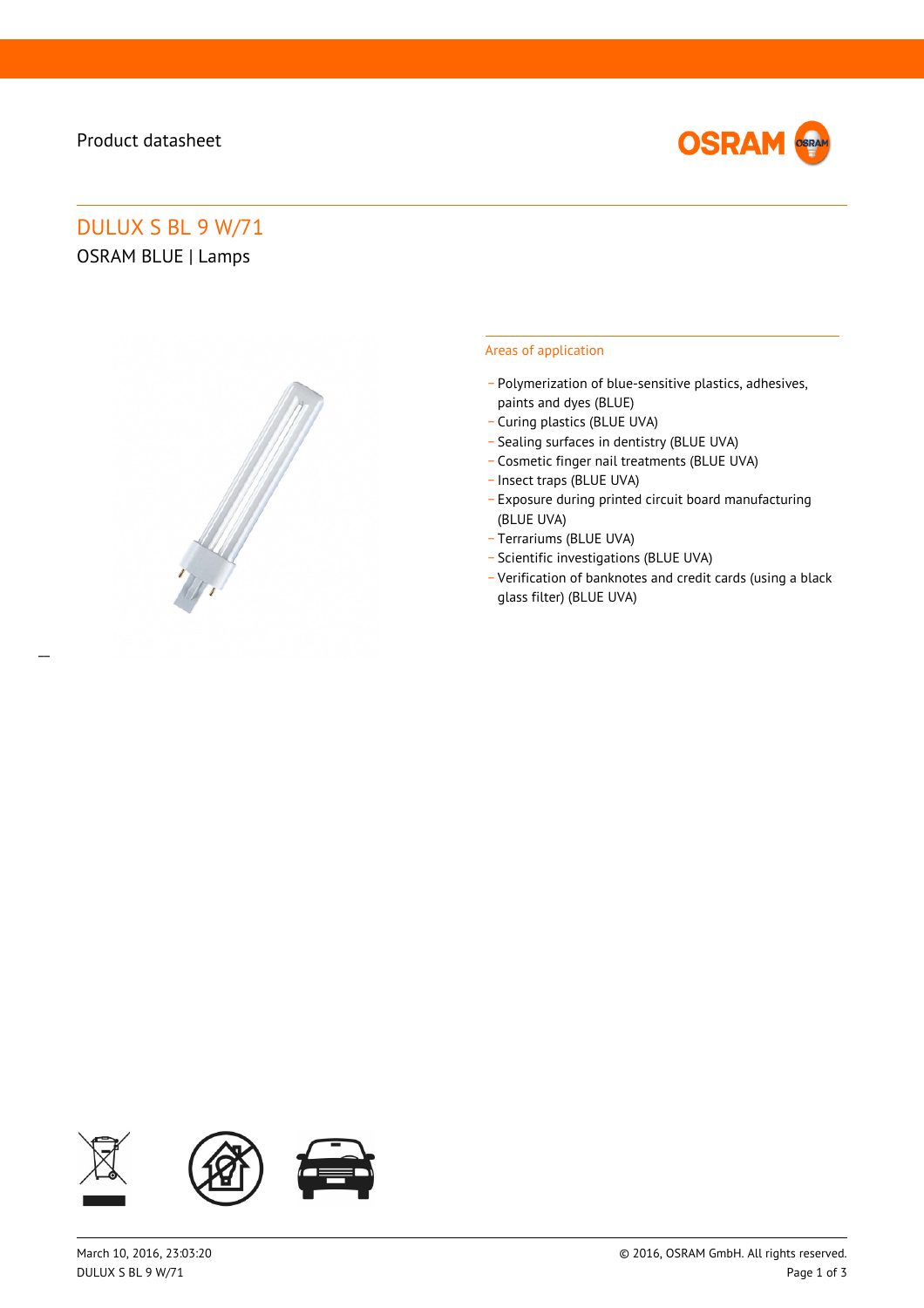Product datasheet

# DULUX S BL 9 W/71

OSRAM BLUE | Lamps

## Areas of application

- Polymerization of blue-sensitive plastics, adhesives, paints and dyes (BLUE)
- Curing plastics (BLUE UVA)
- Sealing surfaces in dentistry (BLUE UVA)
- Cosmetic finger nail treatments (BLUE UVA)
- Insect traps (BLUE UVA)
- Exposure during printed circuit board manufacturing (BLUE UVA)
- Terrariums (BLUE UVA)
- Scientific investigations (BLUE UVA)
- Verification of banknotes and credit cards (using a black glass filter) (BLUE UVA)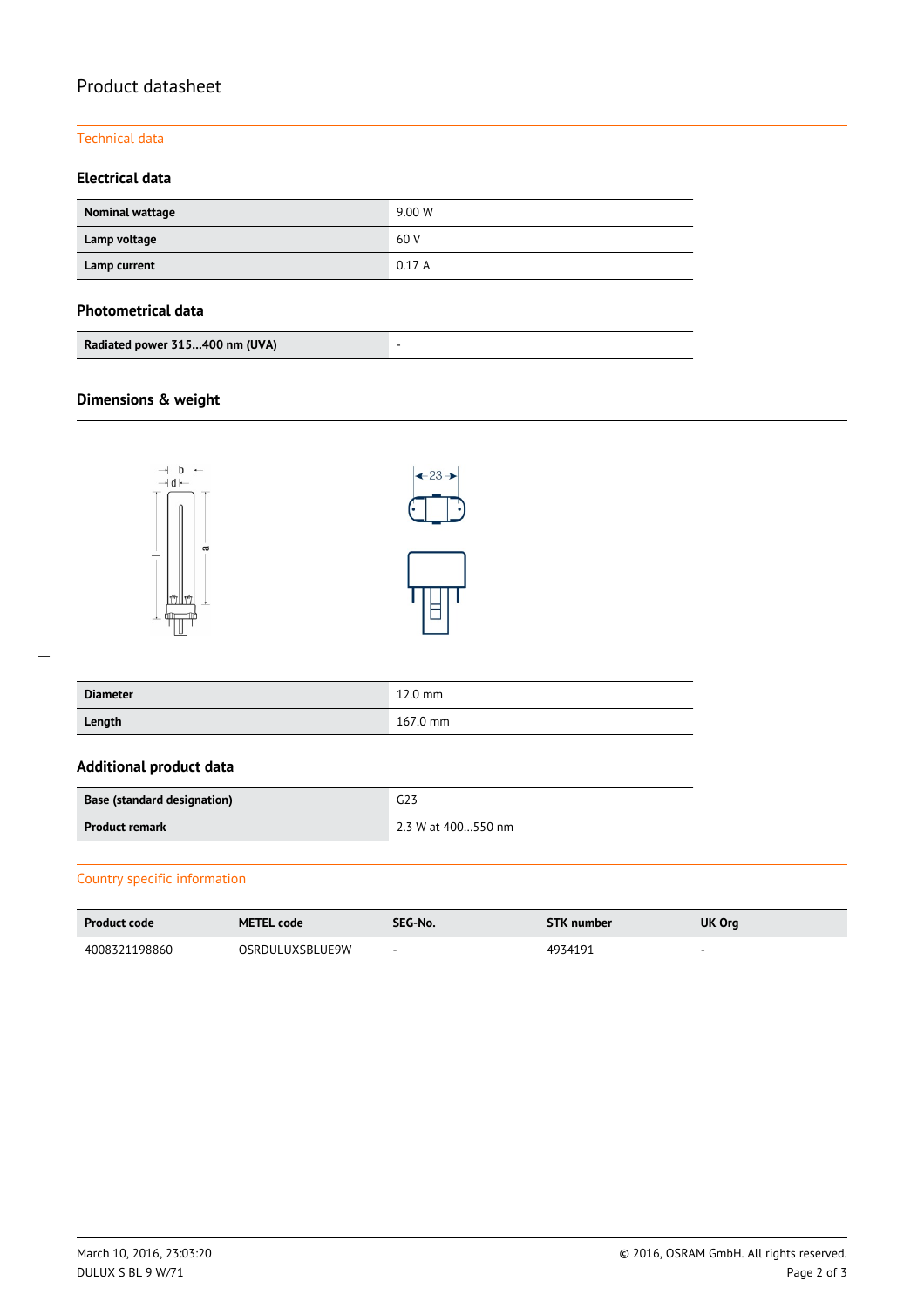# Product datasheet

## Technical data

### Electrical data

| Nominal wattage | 9.00 W |
|---|---|
| Lamp voltage | 60 V |
| Lamp current | 0.17 A |

### Photometrical data

| Radiated power 315...400 nm (UVA) | - |
|---|---|

### Dimensions & weight

| Diameter | 12.0 mm |
|---|---|
| Length | 167.0 mm |

### Additional product data

| Base (standard designation) | G23 |
|---|---|
| Product remark | 2.3 W at 400...550 nm |

## Country specific information

| Product code | METEL code | SEG-No. | STK number | UK Org |
|---|---|---|---|---|
| 4008321198860 | OSRDULUXSBLUE9W | - | 4934191 | - |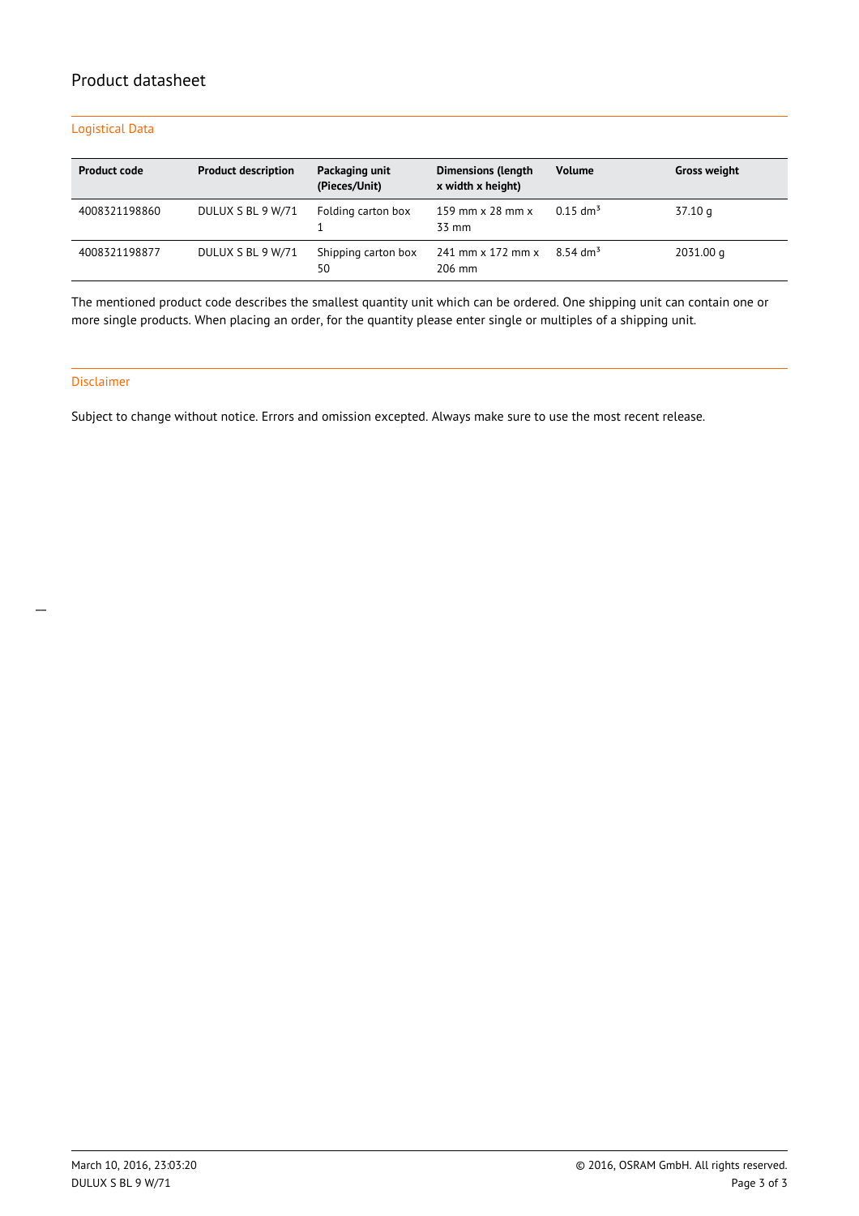## Logistical Data

| Product code | Product description | Packaging unit (Pieces/Unit) | Dimensions (length x width x height) | Volume | Gross weight |
|---|---|---|---|---|---|
| 4008321198860 | DULUX S BL 9 W/71 | Folding carton box 1 | 159 mm x 28 mm x 33 mm | 0.15 $dm^3$ | 37.10 g |
| 4008321198877 | DULUX S BL 9 W/71 | Shipping carton box 50 | 241 mm x 172 mm x 206 mm | 8.54 $dm^3$ | 2031.00 g |

The mentioned product code describes the smallest quantity unit which can be ordered. One shipping unit can contain one or more single products. When placing an order, for the quantity please enter single or multiples of a shipping unit.

## Disclaimer

Subject to change without notice. Errors and omission excepted. Always make sure to use the most recent release.